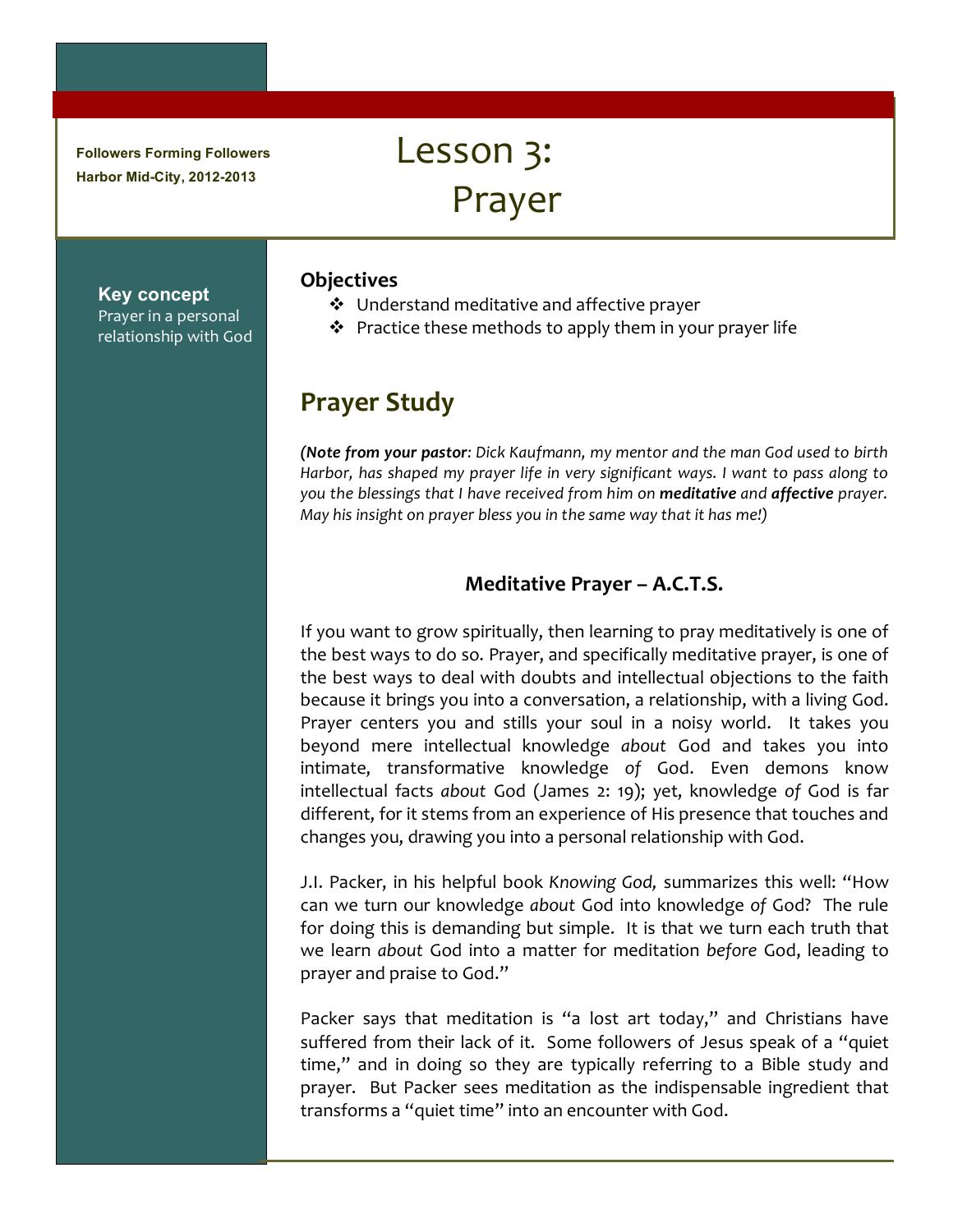**Followers Forming Followers**
**Harbor Mid-City, 2012-2013**

# Lesson 3: Prayer

**Key concept**
Prayer in a personal relationship with God

**Objectives**

- Understand meditative and affective prayer
- Practice these methods to apply them in your prayer life

## Prayer Study

*(**Note from your pastor**: Dick Kaufmann, my mentor and the man God used to birth Harbor, has shaped my prayer life in very significant ways. I want to pass along to you the blessings that I have received from him on **meditative** and **affective** prayer. May his insight on prayer bless you in the same way that it has me!)*

### Meditative Prayer – A.C.T.S.

If you want to grow spiritually, then learning to pray meditatively is one of the best ways to do so. Prayer, and specifically meditative prayer, is one of the best ways to deal with doubts and intellectual objections to the faith because it brings you into a conversation, a relationship, with a living God. Prayer centers you and stills your soul in a noisy world. It takes you beyond mere intellectual knowledge *about* God and takes you into intimate, transformative knowledge *of* God. Even demons know intellectual facts *about* God (James 2: 19); yet, knowledge *of* God is far different, for it stems from an experience of His presence that touches and changes you, drawing you into a personal relationship with God.

J.I. Packer, in his helpful book *Knowing God,* summarizes this well: "How can we turn our knowledge *about* God into knowledge *of* God? The rule for doing this is demanding but simple. It is that we turn each truth that we learn *about* God into a matter for meditation *before* God, leading to prayer and praise to God."

Packer says that meditation is "a lost art today," and Christians have suffered from their lack of it. Some followers of Jesus speak of a "quiet time," and in doing so they are typically referring to a Bible study and prayer. But Packer sees meditation as the indispensable ingredient that transforms a "quiet time" into an encounter with God.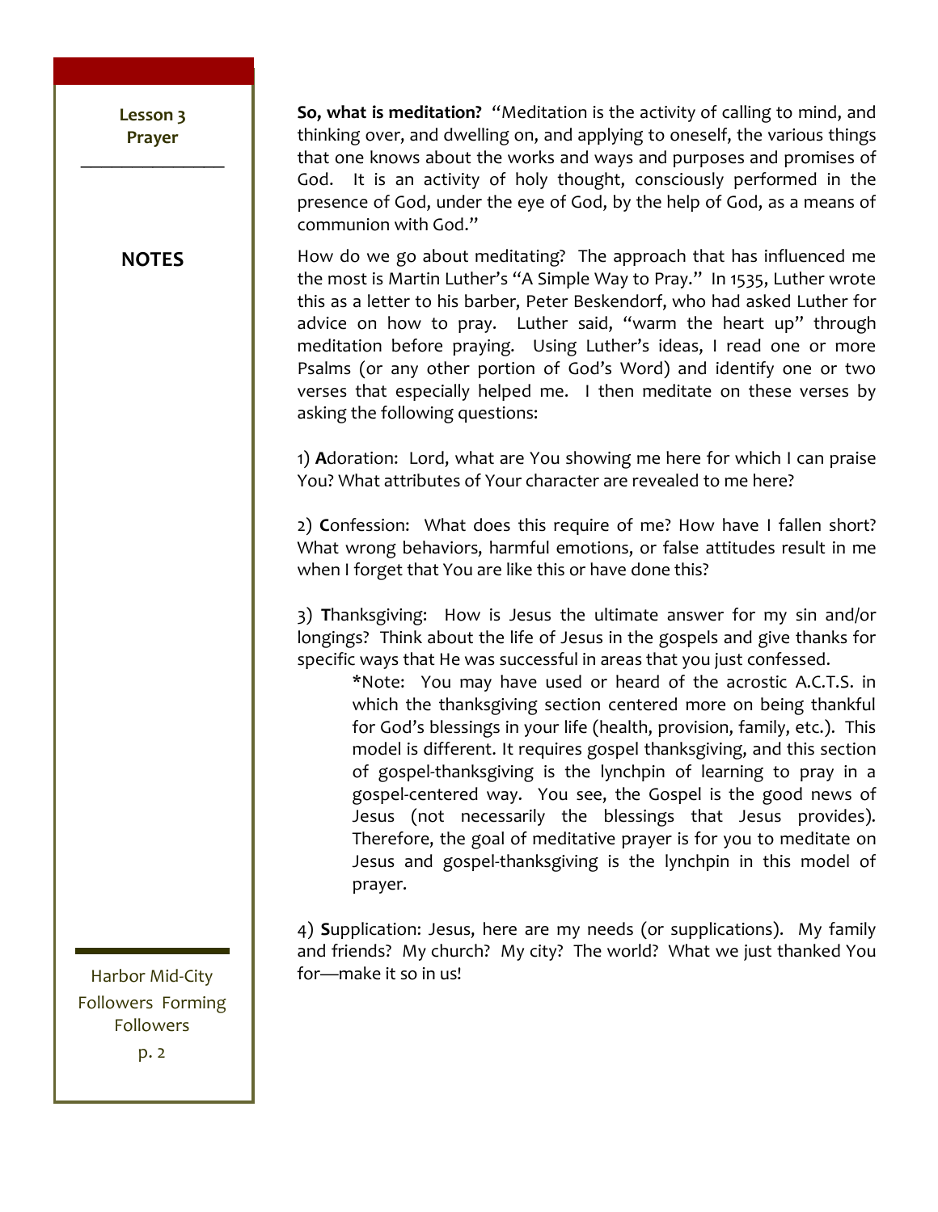**So, what is meditation?** "Meditation is the activity of calling to mind, and thinking over, and dwelling on, and applying to oneself, the various things that one knows about the works and ways and purposes and promises of God. It is an activity of holy thought, consciously performed in the presence of God, under the eye of God, by the help of God, as a means of communion with God."

How do we go about meditating? The approach that has influenced me the most is Martin Luther's "A Simple Way to Pray." In 1535, Luther wrote this as a letter to his barber, Peter Beskendorf, who had asked Luther for advice on how to pray. Luther said, "warm the heart up" through meditation before praying. Using Luther's ideas, I read one or more Psalms (or any other portion of God's Word) and identify one or two verses that especially helped me. I then meditate on these verses by asking the following questions:

1) **A**doration: Lord, what are You showing me here for which I can praise You? What attributes of Your character are revealed to me here?

2) **C**onfession: What does this require of me? How have I fallen short? What wrong behaviors, harmful emotions, or false attitudes result in me when I forget that You are like this or have done this?

3) **T**hanksgiving: How is Jesus the ultimate answer for my sin and/or longings? Think about the life of Jesus in the gospels and give thanks for specific ways that He was successful in areas that you just confessed.

> *Note: You may have used or heard of the acrostic A.C.T.S. in which the thanksgiving section centered more on being thankful for God's blessings in your life (health, provision, family, etc.). This model is different. It requires gospel thanksgiving, and this section of gospel-thanksgiving is the lynchpin of learning to pray in a gospel-centered way. You see, the Gospel is the good news of Jesus (not necessarily the blessings that Jesus provides). Therefore, the goal of meditative prayer is for you to meditate on Jesus and gospel-thanksgiving is the lynchpin in this model of prayer.

4) **S**upplication: Jesus, here are my needs (or supplications). My family and friends? My church? My city? The world? What we just thanked You for—make it so in us!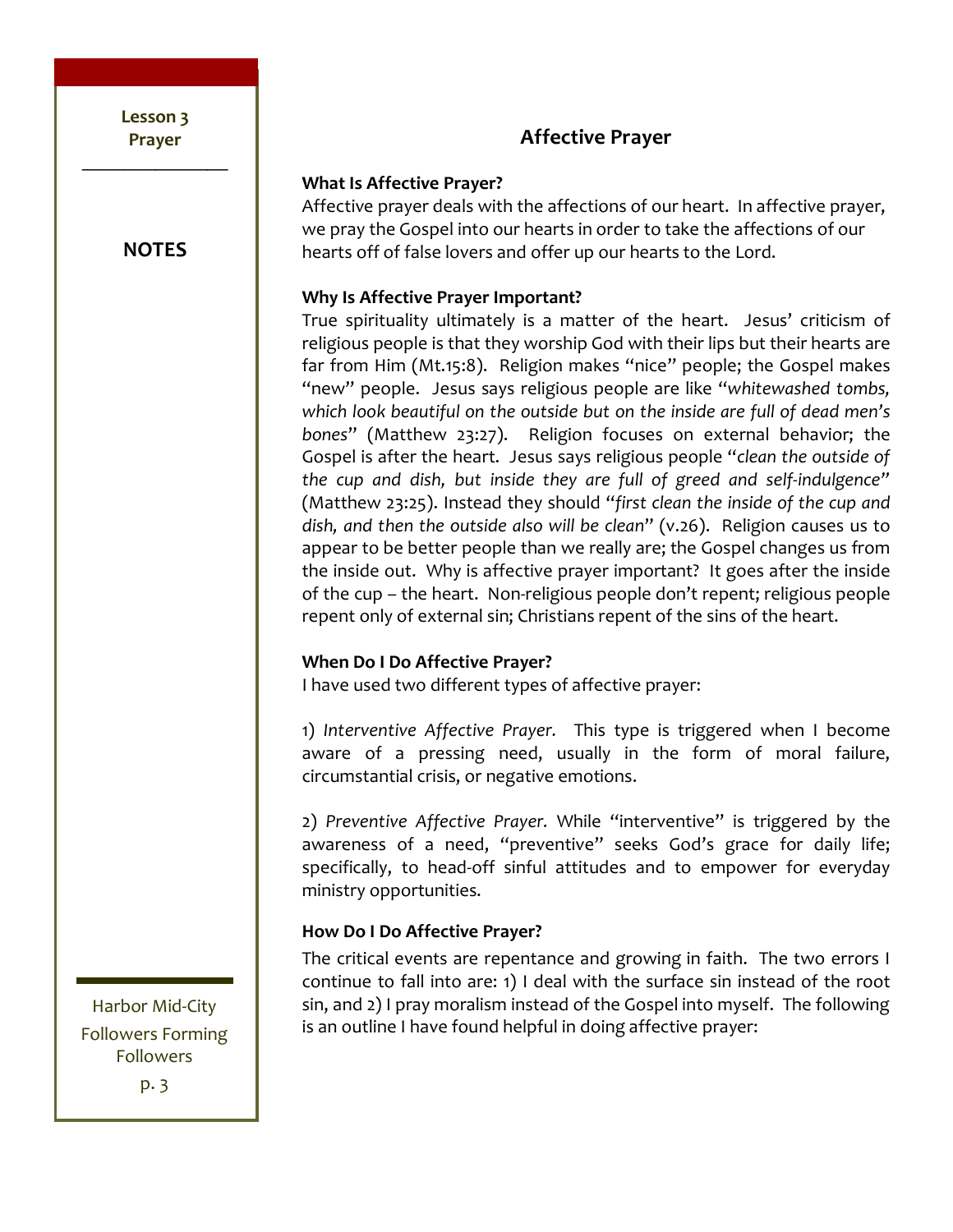## Affective Prayer

**What Is Affective Prayer?**

Affective prayer deals with the affections of our heart. In affective prayer, we pray the Gospel into our hearts in order to take the affections of our hearts off of false lovers and offer up our hearts to the Lord.

**Why Is Affective Prayer Important?**

True spirituality ultimately is a matter of the heart. Jesus' criticism of religious people is that they worship God with their lips but their hearts are far from Him (Mt.15:8). Religion makes "nice" people; the Gospel makes "new" people. Jesus says religious people are like "*whitewashed tombs, which look beautiful on the outside but on the inside are full of dead men's bones*" (Matthew 23:27). Religion focuses on external behavior; the Gospel is after the heart. Jesus says religious people "*clean the outside of the cup and dish, but inside they are full of greed and self-indulgence"* (Matthew 23:25). Instead they should "*first clean the inside of the cup and dish, and then the outside also will be clean*" (v.26). Religion causes us to appear to be better people than we really are; the Gospel changes us from the inside out. Why is affective prayer important? It goes after the inside of the cup – the heart. Non-religious people don't repent; religious people repent only of external sin; Christians repent of the sins of the heart.

**When Do I Do Affective Prayer?**

I have used two different types of affective prayer:

1) *Interventive Affective Prayer.* This type is triggered when I become aware of a pressing need, usually in the form of moral failure, circumstantial crisis, or negative emotions.

2) *Preventive Affective Prayer.* While "interventive" is triggered by the awareness of a need, "preventive" seeks God's grace for daily life; specifically, to head-off sinful attitudes and to empower for everyday ministry opportunities.

**How Do I Do Affective Prayer?**

The critical events are repentance and growing in faith. The two errors I continue to fall into are: 1) I deal with the surface sin instead of the root sin, and 2) I pray moralism instead of the Gospel into myself. The following is an outline I have found helpful in doing affective prayer: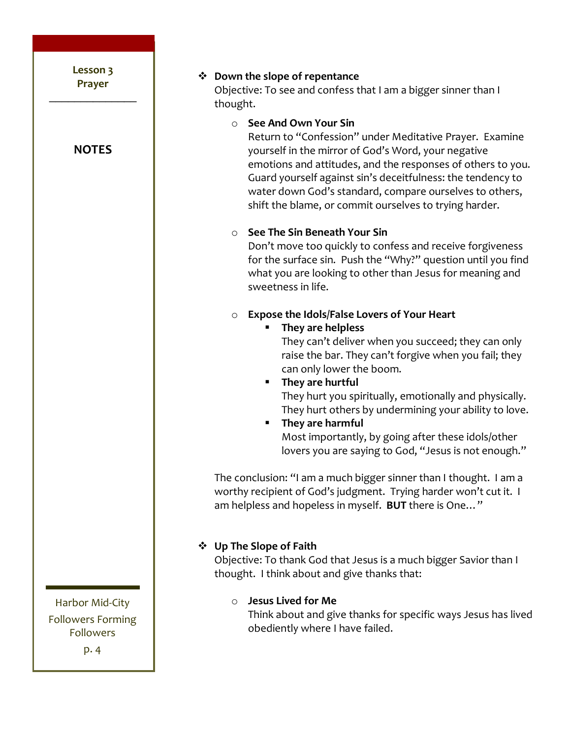- **Down the slope of repentance**
  Objective: To see and confess that I am a bigger sinner than I thought.

  - **See And Own Your Sin**
    Return to "Confession" under Meditative Prayer. Examine yourself in the mirror of God's Word, your negative emotions and attitudes, and the responses of others to you. Guard yourself against sin's deceitfulness: the tendency to water down God's standard, compare ourselves to others, shift the blame, or commit ourselves to trying harder.

  - **See The Sin Beneath Your Sin**
    Don't move too quickly to confess and receive forgiveness for the surface sin. Push the "Why?" question until you find what you are looking to other than Jesus for meaning and sweetness in life.

  - **Expose the Idols/False Lovers of Your Heart**
    - **They are helpless**
      They can't deliver when you succeed; they can only raise the bar. They can't forgive when you fail; they can only lower the boom.
    - **They are hurtful**
      They hurt you spiritually, emotionally and physically. They hurt others by undermining your ability to love.
    - **They are harmful**
      Most importantly, by going after these idols/other lovers you are saying to God, "Jesus is not enough."

  The conclusion: "I am a much bigger sinner than I thought. I am a worthy recipient of God's judgment. Trying harder won't cut it. I am helpless and hopeless in myself. **BUT** there is One…"

- **Up The Slope of Faith**
  Objective: To thank God that Jesus is a much bigger Savior than I thought. I think about and give thanks that:

  - **Jesus Lived for Me**
    Think about and give thanks for specific ways Jesus has lived obediently where I have failed.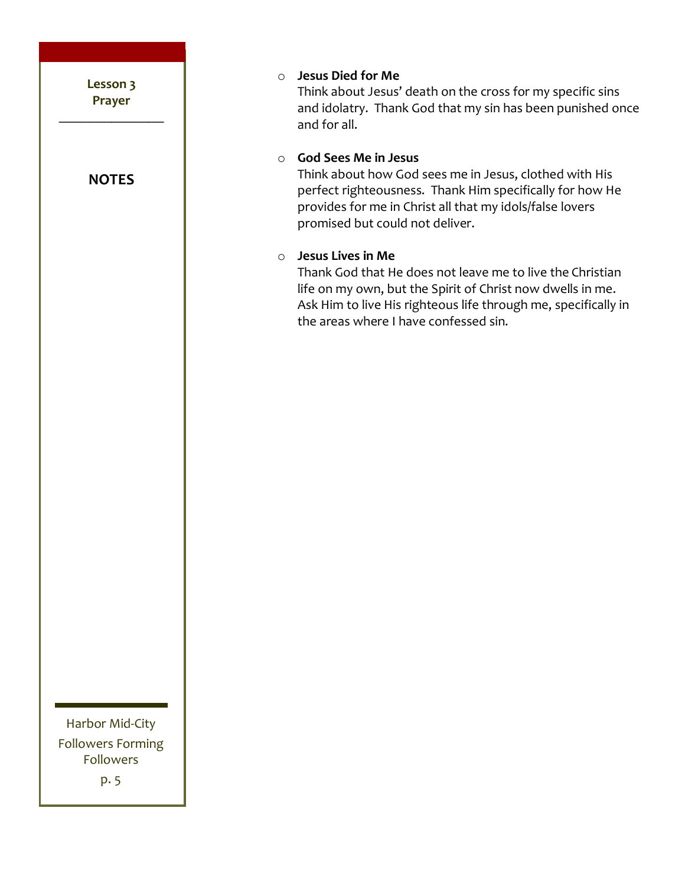- **Jesus Died for Me**
  Think about Jesus' death on the cross for my specific sins and idolatry. Thank God that my sin has been punished once and for all.

- **God Sees Me in Jesus**
  Think about how God sees me in Jesus, clothed with His perfect righteousness. Thank Him specifically for how He provides for me in Christ all that my idols/false lovers promised but could not deliver.

- **Jesus Lives in Me**
  Thank God that He does not leave me to live the Christian life on my own, but the Spirit of Christ now dwells in me. Ask Him to live His righteous life through me, specifically in the areas where I have confessed sin.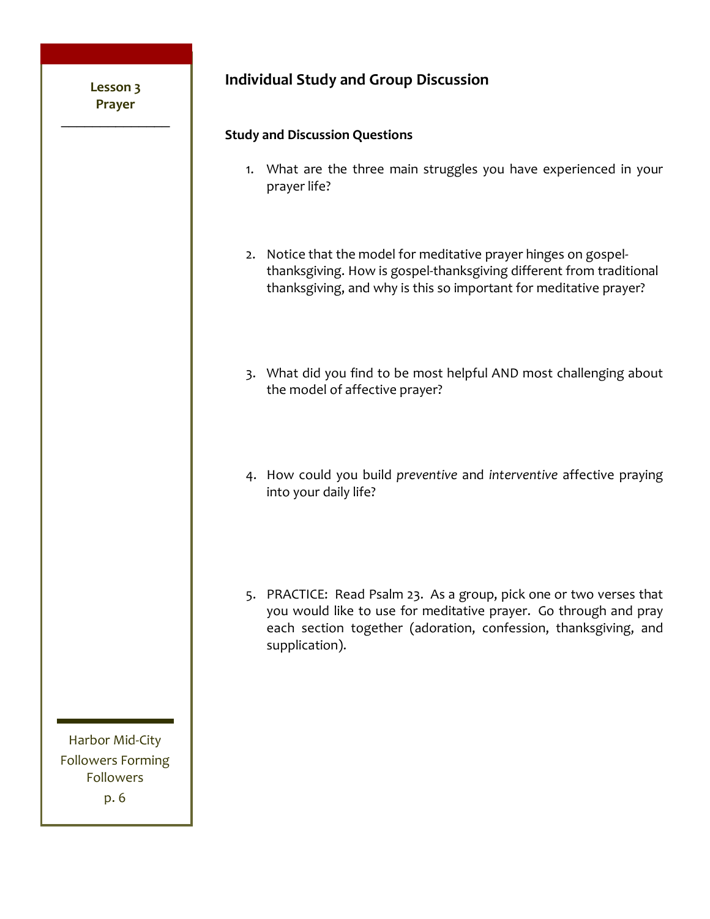## Individual Study and Group Discussion

### Study and Discussion Questions

1. What are the three main struggles you have experienced in your prayer life?

2. Notice that the model for meditative prayer hinges on gospel-thanksgiving. How is gospel-thanksgiving different from traditional thanksgiving, and why is this so important for meditative prayer?

3. What did you find to be most helpful AND most challenging about the model of affective prayer?

4. How could you build *preventive* and *interventive* affective praying into your daily life?

5. PRACTICE: Read Psalm 23. As a group, pick one or two verses that you would like to use for meditative prayer. Go through and pray each section together (adoration, confession, thanksgiving, and supplication).